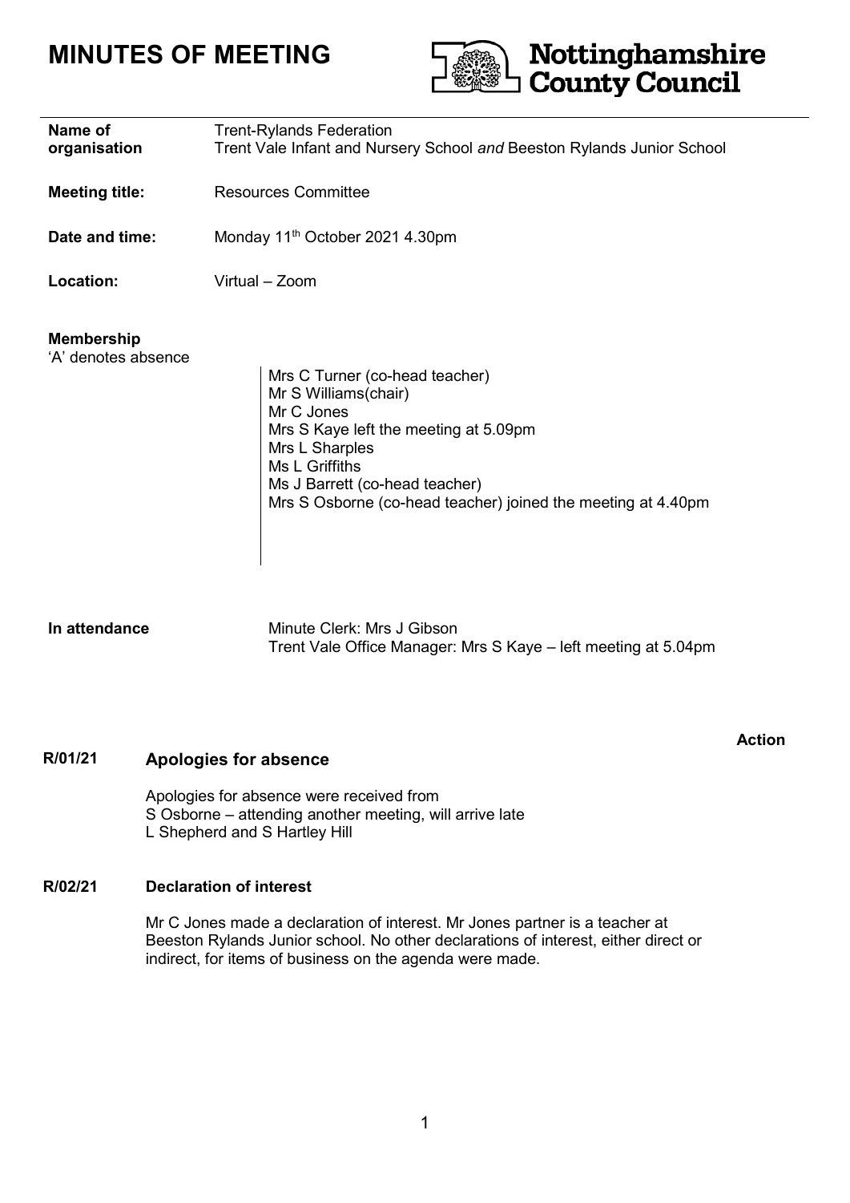# MINUTES OF MEETING

Nottinghamshire County Council

| | |
|---|---|
| **Name of organisation** | Trent-Rylands Federation<br>Trent Vale Infant and Nursery School *and* Beeston Rylands Junior School |
| **Meeting title:** | Resources Committee |
| **Date and time:** | Monday 11th October 2021 4.30pm |
| **Location:** | Virtual – Zoom |

**Membership**
'A' denotes absence

Mrs C Turner (co-head teacher)
Mr S Williams(chair)
Mr C Jones
Mrs S Kaye left the meeting at 5.09pm
Mrs L Sharples
Ms L Griffiths
Ms J Barrett (co-head teacher)
Mrs S Osborne (co-head teacher) joined the meeting at 4.40pm

**In attendance**

Minute Clerk: Mrs J Gibson
Trent Vale Office Manager: Mrs S Kaye – left meeting at 5.04pm

**Action**

## R/01/21 Apologies for absence

Apologies for absence were received from
S Osborne – attending another meeting, will arrive late
L Shepherd and S Hartley Hill

## R/02/21 Declaration of interest

Mr C Jones made a declaration of interest. Mr Jones partner is a teacher at Beeston Rylands Junior school. No other declarations of interest, either direct or indirect, for items of business on the agenda were made.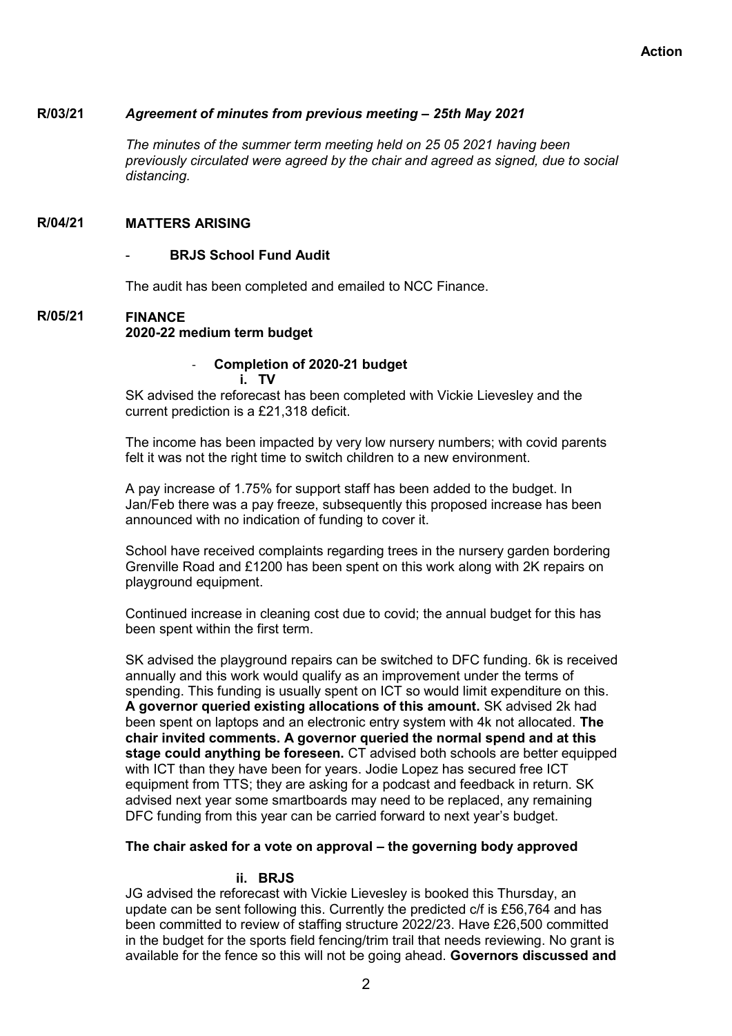**Action**

**R/03/21** ***Agreement of minutes from previous meeting – 25th May 2021***

*The minutes of the summer term meeting held on 25 05 2021 having been previously circulated were agreed by the chair and agreed as signed, due to social distancing.*

**R/04/21 MATTERS ARISING**

- **BRJS School Fund Audit**

The audit has been completed and emailed to NCC Finance.

**R/05/21 FINANCE**
**2020-22 medium term budget**

- **Completion of 2020-21 budget**
  **i. TV**

SK advised the reforecast has been completed with Vickie Lievesley and the current prediction is a £21,318 deficit.

The income has been impacted by very low nursery numbers; with covid parents felt it was not the right time to switch children to a new environment.

A pay increase of 1.75% for support staff has been added to the budget. In Jan/Feb there was a pay freeze, subsequently this proposed increase has been announced with no indication of funding to cover it.

School have received complaints regarding trees in the nursery garden bordering Grenville Road and £1200 has been spent on this work along with 2K repairs on playground equipment.

Continued increase in cleaning cost due to covid; the annual budget for this has been spent within the first term.

SK advised the playground repairs can be switched to DFC funding. 6k is received annually and this work would qualify as an improvement under the terms of spending. This funding is usually spent on ICT so would limit expenditure on this. **A governor queried existing allocations of this amount.** SK advised 2k had been spent on laptops and an electronic entry system with 4k not allocated. **The chair invited comments. A governor queried the normal spend and at this stage could anything be foreseen.** CT advised both schools are better equipped with ICT than they have been for years. Jodie Lopez has secured free ICT equipment from TTS; they are asking for a podcast and feedback in return. SK advised next year some smartboards may need to be replaced, any remaining DFC funding from this year can be carried forward to next year's budget.

**The chair asked for a vote on approval – the governing body approved**

**ii. BRJS**

JG advised the reforecast with Vickie Lievesley is booked this Thursday, an update can be sent following this. Currently the predicted c/f is £56,764 and has been committed to review of staffing structure 2022/23. Have £26,500 committed in the budget for the sports field fencing/trim trail that needs reviewing. No grant is available for the fence so this will not be going ahead. **Governors discussed and**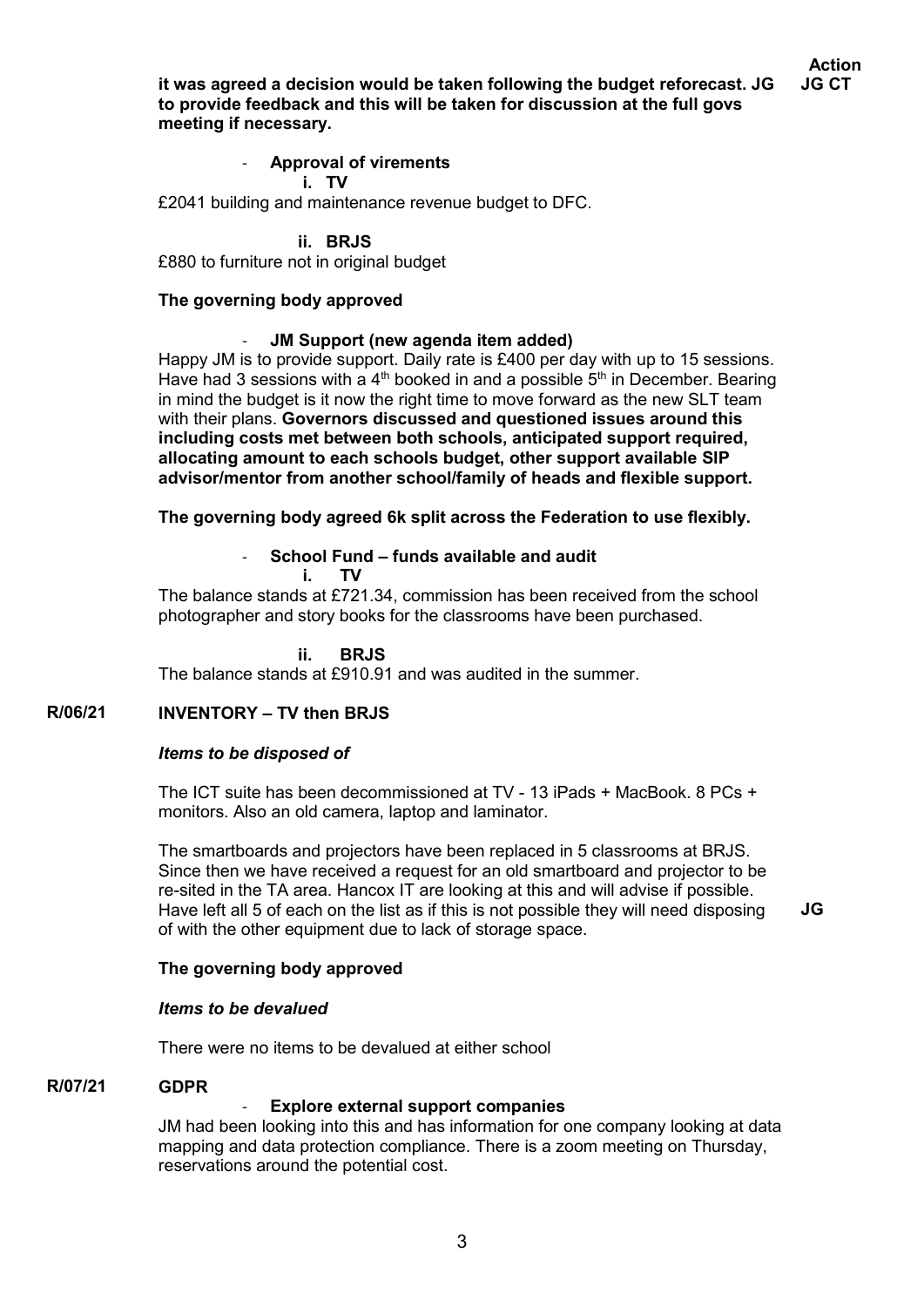| | | Action |
|---|---|---|
| | **it was agreed a decision would be taken following the budget reforecast. JG to provide feedback and this will be taken for discussion at the full govs meeting if necessary.** | **JG CT** |

- **Approval of virements**
  - **i. TV**

£2041 building and maintenance revenue budget to DFC.

  - **ii. BRJS**

£880 to furniture not in original budget

**The governing body approved**

- **JM Support (new agenda item added)**

Happy JM is to provide support. Daily rate is £400 per day with up to 15 sessions. Have had 3 sessions with a 4th booked in and a possible 5th in December. Bearing in mind the budget is it now the right time to move forward as the new SLT team with their plans. **Governors discussed and questioned issues around this including costs met between both schools, anticipated support required, allocating amount to each schools budget, other support available SIP advisor/mentor from another school/family of heads and flexible support.**

**The governing body agreed 6k split across the Federation to use flexibly.**

- **School Fund – funds available and audit**
  - **i. TV**

The balance stands at £721.34, commission has been received from the school photographer and story books for the classrooms have been purchased.

  - **ii. BRJS**

The balance stands at £910.91 and was audited in the summer.

## R/06/21 INVENTORY – TV then BRJS

***Items to be disposed of***

The ICT suite has been decommissioned at TV - 13 iPads + MacBook. 8 PCs + monitors. Also an old camera, laptop and laminator.

The smartboards and projectors have been replaced in 5 classrooms at BRJS. Since then we have received a request for an old smartboard and projector to be re-sited in the TA area. Hancox IT are looking at this and will advise if possible. Have left all 5 of each on the list as if this is not possible they will need disposing of with the other equipment due to lack of storage space. **JG**

**The governing body approved**

***Items to be devalued***

There were no items to be devalued at either school

## R/07/21 GDPR

- **Explore external support companies**

JM had been looking into this and has information for one company looking at data mapping and data protection compliance. There is a zoom meeting on Thursday, reservations around the potential cost.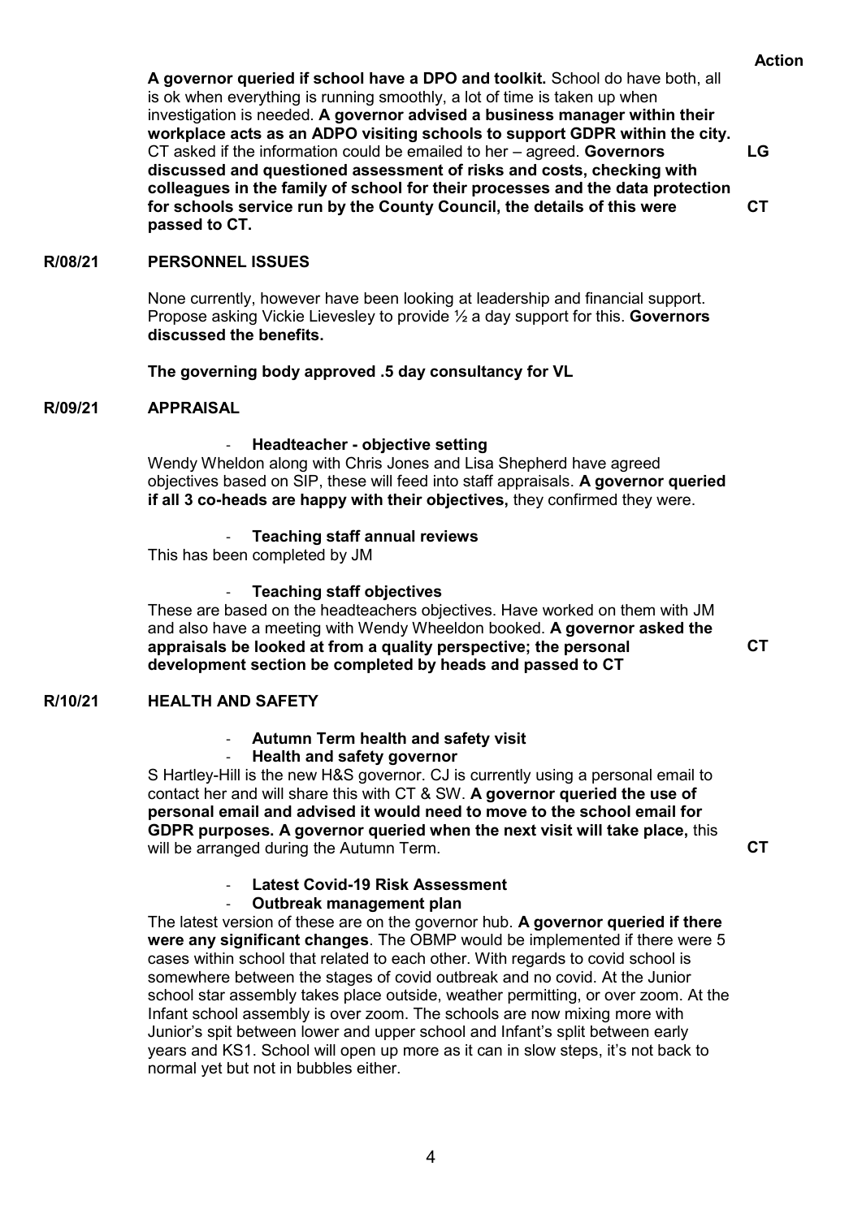**Action**

**A governor queried if school have a DPO and toolkit.** School do have both, all is ok when everything is running smoothly, a lot of time is taken up when investigation is needed. **A governor advised a business manager within their workplace acts as an ADPO visiting schools to support GDPR within the city.** CT asked if the information could be emailed to her – agreed. **Governors discussed and questioned assessment of risks and costs, checking with colleagues in the family of school for their processes and the data protection for schools service run by the County Council, the details of this were passed to CT.** — **LG**, **CT**

## R/08/21 PERSONNEL ISSUES

None currently, however have been looking at leadership and financial support. Propose asking Vickie Lievesley to provide ½ a day support for this. **Governors discussed the benefits.**

**The governing body approved .5 day consultancy for VL**

## R/09/21 APPRAISAL

- **Headteacher - objective setting**

Wendy Wheldon along with Chris Jones and Lisa Shepherd have agreed objectives based on SIP, these will feed into staff appraisals. **A governor queried if all 3 co-heads are happy with their objectives,** they confirmed they were.

- **Teaching staff annual reviews**

This has been completed by JM

- **Teaching staff objectives**

These are based on the headteachers objectives. Have worked on them with JM and also have a meeting with Wendy Wheeldon booked. **A governor asked the appraisals be looked at from a quality perspective; the personal development section be completed by heads and passed to CT** — **CT**

## R/10/21 HEALTH AND SAFETY

- **Autumn Term health and safety visit**
- **Health and safety governor**

S Hartley-Hill is the new H&S governor. CJ is currently using a personal email to contact her and will share this with CT & SW. **A governor queried the use of personal email and advised it would need to move to the school email for GDPR purposes. A governor queried when the next visit will take place,** this will be arranged during the Autumn Term. — **CT**

- **Latest Covid-19 Risk Assessment**
- **Outbreak management plan**

The latest version of these are on the governor hub. **A governor queried if there were any significant changes**. The OBMP would be implemented if there were 5 cases within school that related to each other. With regards to covid school is somewhere between the stages of covid outbreak and no covid. At the Junior school star assembly takes place outside, weather permitting, or over zoom. At the Infant school assembly is over zoom. The schools are now mixing more with Junior's spit between lower and upper school and Infant's split between early years and KS1. School will open up more as it can in slow steps, it's not back to normal yet but not in bubbles either.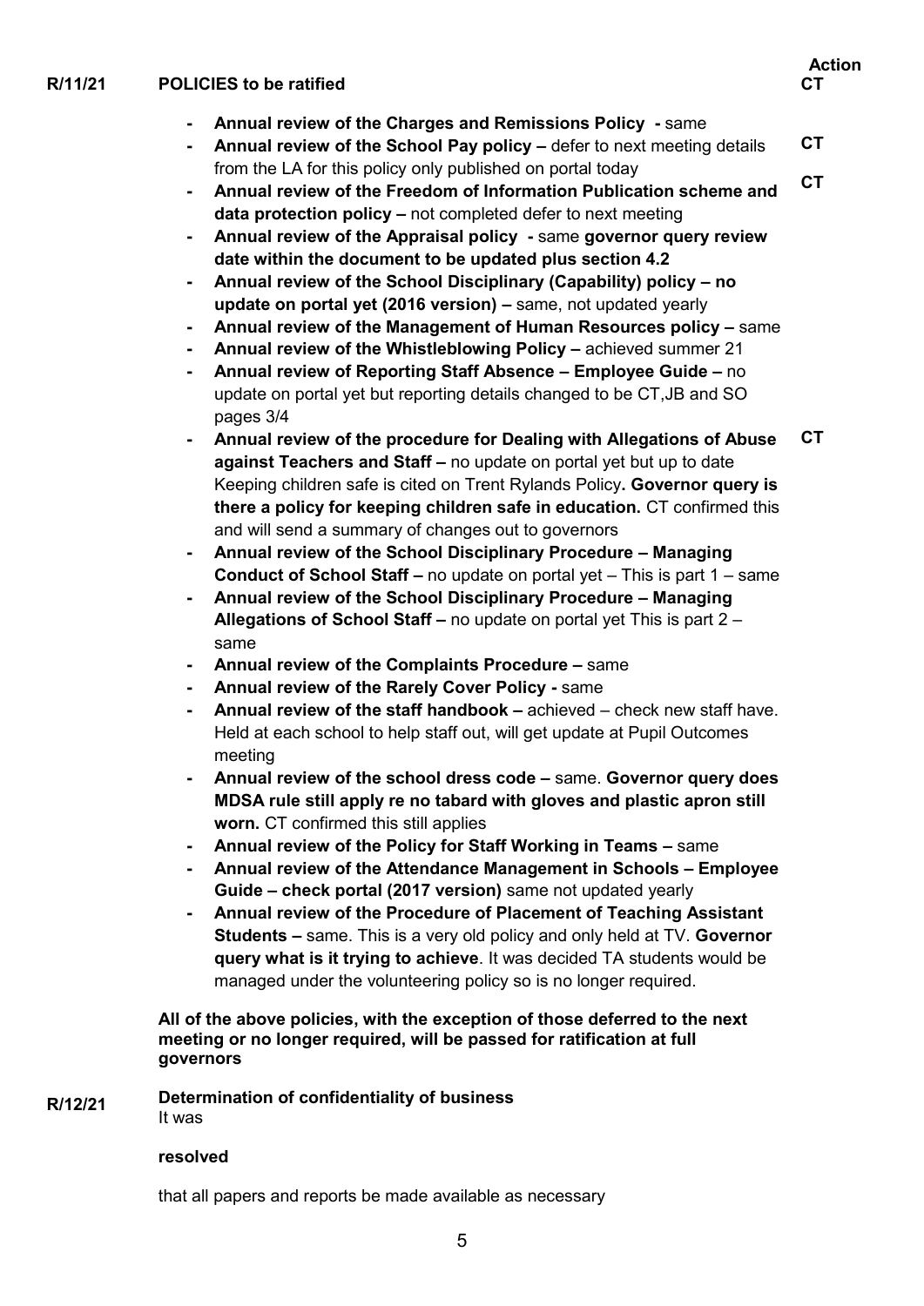**R/11/21 POLICIES to be ratified** — **Action: CT**

- **Annual review of the Charges and Remissions Policy -** same
- **Annual review of the School Pay policy –** defer to next meeting details from the LA for this policy only published on portal today — **CT**
- **Annual review of the Freedom of Information Publication scheme and data protection policy –** not completed defer to next meeting — **CT**
- **Annual review of the Appraisal policy -** same **governor query review date within the document to be updated plus section 4.2**
- **Annual review of the School Disciplinary (Capability) policy – no update on portal yet (2016 version) –** same, not updated yearly
- **Annual review of the Management of Human Resources policy –** same
- **Annual review of the Whistleblowing Policy –** achieved summer 21
- **Annual review of Reporting Staff Absence – Employee Guide –** no update on portal yet but reporting details changed to be CT,JB and SO pages 3/4
- **Annual review of the procedure for Dealing with Allegations of Abuse against Teachers and Staff –** no update on portal yet but up to date Keeping children safe is cited on Trent Rylands Policy**. Governor query is there a policy for keeping children safe in education.** CT confirmed this and will send a summary of changes out to governors — **CT**
- **Annual review of the School Disciplinary Procedure – Managing Conduct of School Staff –** no update on portal yet – This is part 1 – same
- **Annual review of the School Disciplinary Procedure – Managing Allegations of School Staff –** no update on portal yet This is part 2 – same
- **Annual review of the Complaints Procedure –** same
- **Annual review of the Rarely Cover Policy -** same
- **Annual review of the staff handbook –** achieved – check new staff have. Held at each school to help staff out, will get update at Pupil Outcomes meeting
- **Annual review of the school dress code –** same. **Governor query does MDSA rule still apply re no tabard with gloves and plastic apron still worn.** CT confirmed this still applies
- **Annual review of the Policy for Staff Working in Teams –** same
- **Annual review of the Attendance Management in Schools – Employee Guide – check portal (2017 version)** same not updated yearly
- **Annual review of the Procedure of Placement of Teaching Assistant Students –** same. This is a very old policy and only held at TV. **Governor query what is it trying to achieve**. It was decided TA students would be managed under the volunteering policy so is no longer required.

**All of the above policies, with the exception of those deferred to the next meeting or no longer required, will be passed for ratification at full governors**

**R/12/21 Determination of confidentiality of business**

It was

**resolved**

that all papers and reports be made available as necessary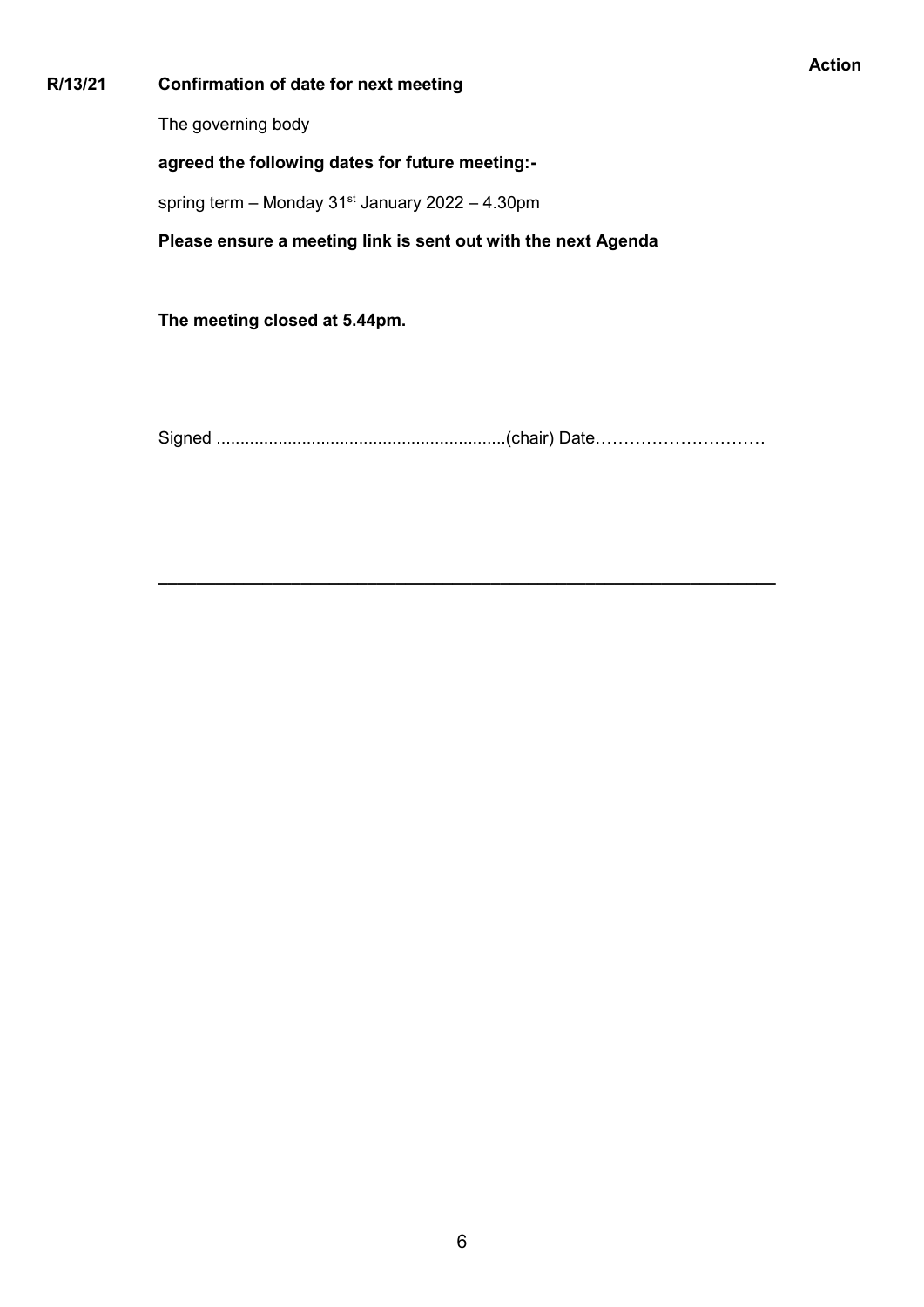**Action**

**R/13/21 Confirmation of date for next meeting**

The governing body

**agreed the following dates for future meeting:-**

spring term – Monday 31st January 2022 – 4.30pm

**Please ensure a meeting link is sent out with the next Agenda**

**The meeting closed at 5.44pm.**

Signed .............................................................(chair) Date…………………………

---